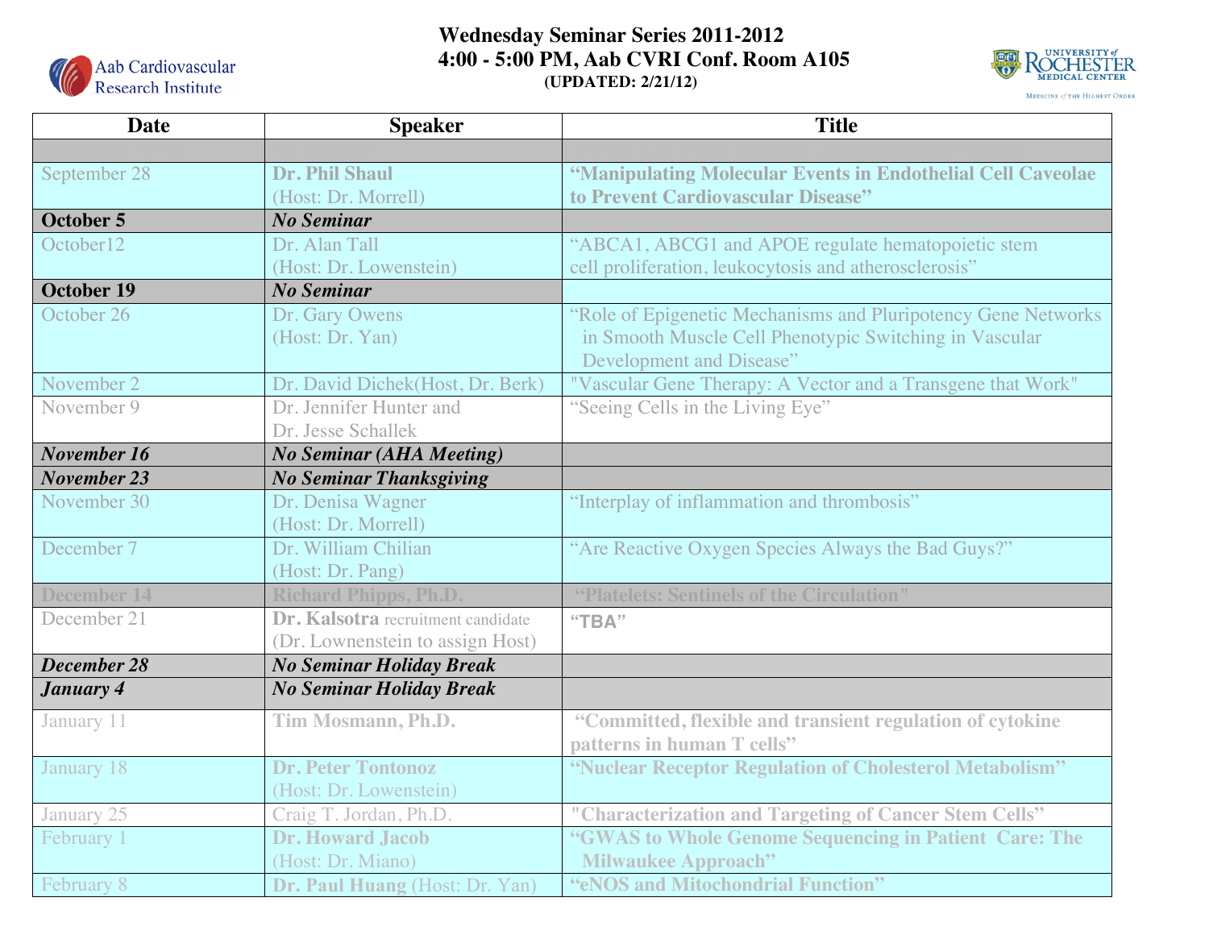# Wednesday Seminar Series 2011-2012

**4:00 - 5:00 PM, Aab CVRI Conf. Room A105**

**(UPDATED: 2/21/12)**

Aab Cardiovascular Research Institute

University of Rochester Medical Center — Medicine of the Highest Order

| Date | Speaker | Title |
|---|---|---|
| | | |
| September 28 | **Dr. Phil Shaul** (Host: Dr. Morrell) | **"Manipulating Molecular Events in Endothelial Cell Caveolae to Prevent Cardiovascular Disease"** |
| **October 5** | ***No Seminar*** | |
| October12 | Dr. Alan Tall (Host: Dr. Lowenstein) | "ABCA1, ABCG1 and APOE regulate hematopoietic stem cell proliferation, leukocytosis and atherosclerosis" |
| **October 19** | ***No Seminar*** | |
| October 26 | Dr. Gary Owens (Host: Dr. Yan) | "Role of Epigenetic Mechanisms and Pluripotency Gene Networks in Smooth Muscle Cell Phenotypic Switching in Vascular Development and Disease" |
| November 2 | Dr. David Dichek(Host, Dr. Berk) | "Vascular Gene Therapy: A Vector and a Transgene that Work" |
| November 9 | Dr. Jennifer Hunter and Dr. Jesse Schallek | "Seeing Cells in the Living Eye" |
| ***November 16*** | ***No Seminar (AHA Meeting)*** | |
| ***November 23*** | ***No Seminar Thanksgiving*** | |
| November 30 | Dr. Denisa Wagner (Host: Dr. Morrell) | "Interplay of inflammation and thrombosis" |
| December 7 | Dr. William Chilian (Host: Dr. Pang) | "Are Reactive Oxygen Species Always the Bad Guys?" |
| **December 14** | **Richard Phipps, Ph.D.** | **"Platelets: Sentinels of the Circulation"** |
| December 21 | **Dr. Kalsotra** recruitment candidate (Dr. Lownenstein to assign Host) | **"TBA"** |
| ***December 28*** | ***No Seminar Holiday Break*** | |
| ***January 4*** | ***No Seminar Holiday Break*** | |
| January 11 | **Tim Mosmann, Ph.D.** | **"Committed, flexible and transient regulation of cytokine patterns in human T cells"** |
| January 18 | **Dr. Peter Tontonoz** (Host: Dr. Lowenstein) | **"Nuclear Receptor Regulation of Cholesterol Metabolism"** |
| January 25 | Craig T. Jordan, Ph.D. | **"Characterization and Targeting of Cancer Stem Cells"** |
| February 1 | **Dr. Howard Jacob** (Host: Dr. Miano) | **"GWAS to Whole Genome Sequencing in Patient Care: The Milwaukee Approach"** |
| February 8 | **Dr. Paul Huang** (Host: Dr. Yan) | **"eNOS and Mitochondrial Function"** |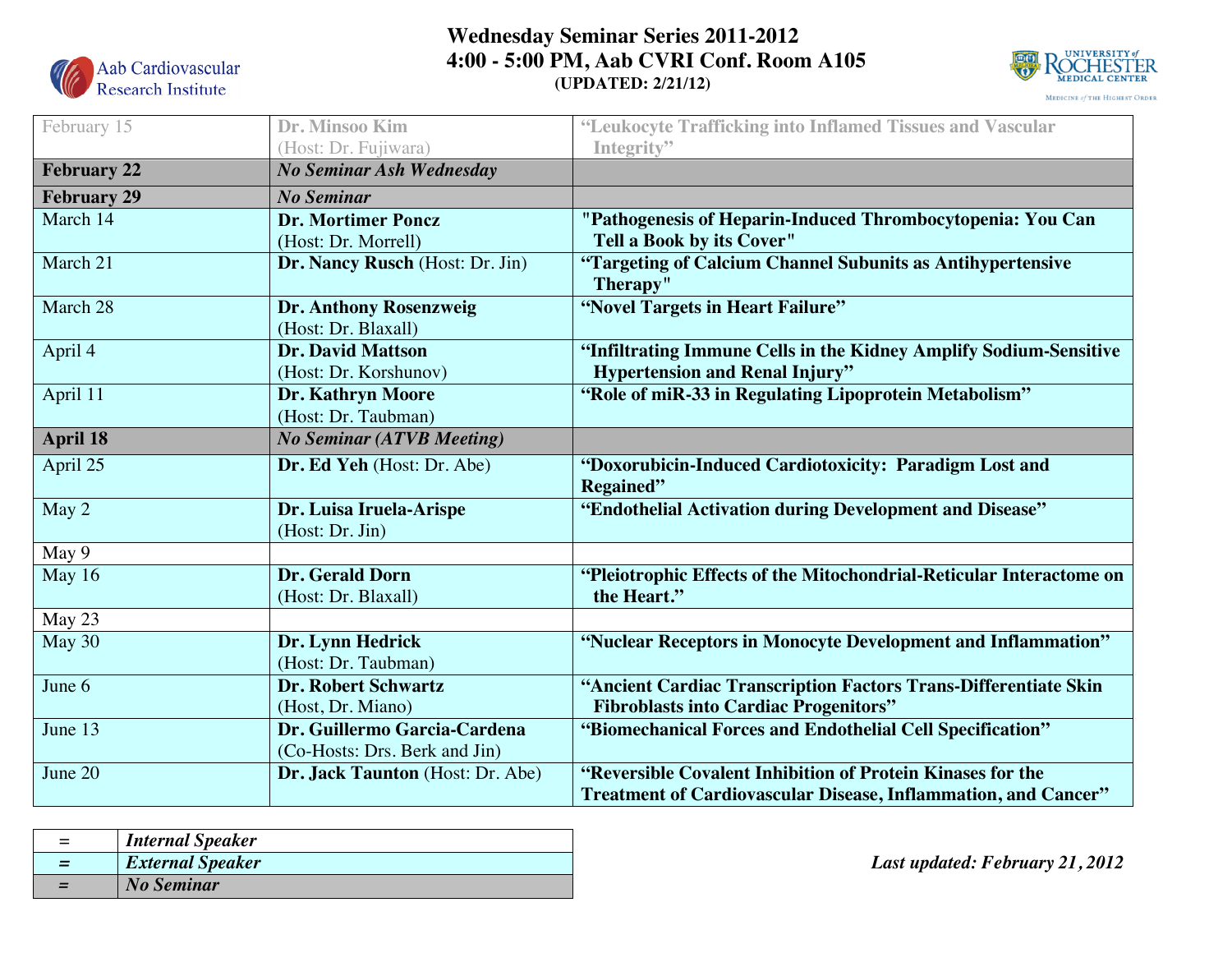# Wednesday Seminar Series 2011-2012

**4:00 - 5:00 PM, Aab CVRI Conf. Room A105**

**(UPDATED: 2/21/12)**

| | | |
|---|---|---|
| February 15 | **Dr. Minsoo Kim** (Host: Dr. Fujiwara) | **"Leukocyte Trafficking into Inflamed Tissues and Vascular Integrity"** |
| **February 22** | ***No Seminar Ash Wednesday*** | |
| **February 29** | ***No Seminar*** | |
| March 14 | **Dr. Mortimer Poncz** (Host: Dr. Morrell) | **"Pathogenesis of Heparin-Induced Thrombocytopenia: You Can Tell a Book by its Cover"** |
| March 21 | **Dr. Nancy Rusch** (Host: Dr. Jin) | **"Targeting of Calcium Channel Subunits as Antihypertensive Therapy"** |
| March 28 | **Dr. Anthony Rosenzweig** (Host: Dr. Blaxall) | **"Novel Targets in Heart Failure"** |
| April 4 | **Dr. David Mattson** (Host: Dr. Korshunov) | **"Infiltrating Immune Cells in the Kidney Amplify Sodium-Sensitive Hypertension and Renal Injury"** |
| April 11 | **Dr. Kathryn Moore** (Host: Dr. Taubman) | **"Role of miR-33 in Regulating Lipoprotein Metabolism"** |
| **April 18** | ***No Seminar (ATVB Meeting)*** | |
| April 25 | **Dr. Ed Yeh** (Host: Dr. Abe) | **"Doxorubicin-Induced Cardiotoxicity: Paradigm Lost and Regained"** |
| May 2 | **Dr. Luisa Iruela-Arispe** (Host: Dr. Jin) | **"Endothelial Activation during Development and Disease"** |
| May 9 | | |
| May 16 | **Dr. Gerald Dorn** (Host: Dr. Blaxall) | **"Pleiotrophic Effects of the Mitochondrial-Reticular Interactome on the Heart."** |
| May 23 | | |
| May 30 | **Dr. Lynn Hedrick** (Host: Dr. Taubman) | **"Nuclear Receptors in Monocyte Development and Inflammation"** |
| June 6 | **Dr. Robert Schwartz** (Host, Dr. Miano) | **"Ancient Cardiac Transcription Factors Trans-Differentiate Skin Fibroblasts into Cardiac Progenitors"** |
| June 13 | **Dr. Guillermo Garcia-Cardena** (Co-Hosts: Drs. Berk and Jin) | **"Biomechanical Forces and Endothelial Cell Specification"** |
| June 20 | **Dr. Jack Taunton** (Host: Dr. Abe) | **"Reversible Covalent Inhibition of Protein Kinases for the Treatment of Cardiovascular Disease, Inflammation, and Cancer"** |

| | |
|---|---|
| = | ***Internal Speaker*** |
| = | ***External Speaker*** |
| = | ***No Seminar*** |

***Last updated: February 21, 2012***